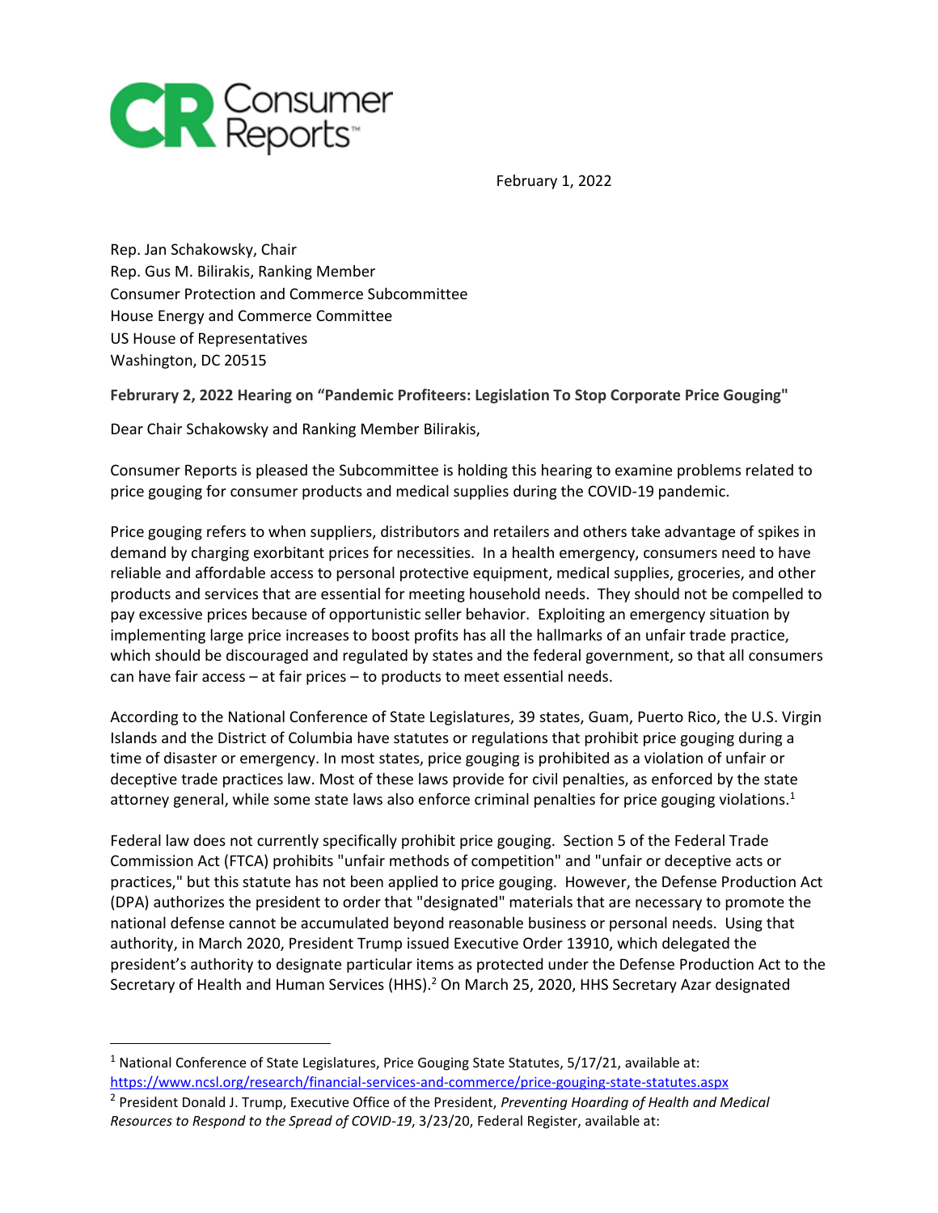Consumer Reports

February 1, 2022

Rep. Jan Schakowsky, Chair
Rep. Gus M. Bilirakis, Ranking Member
Consumer Protection and Commerce Subcommittee
House Energy and Commerce Committee
US House of Representatives
Washington, DC 20515

**Februrary 2, 2022 Hearing on "Pandemic Profiteers: Legislation To Stop Corporate Price Gouging"**

Dear Chair Schakowsky and Ranking Member Bilirakis,

Consumer Reports is pleased the Subcommittee is holding this hearing to examine problems related to price gouging for consumer products and medical supplies during the COVID-19 pandemic.

Price gouging refers to when suppliers, distributors and retailers and others take advantage of spikes in demand by charging exorbitant prices for necessities. In a health emergency, consumers need to have reliable and affordable access to personal protective equipment, medical supplies, groceries, and other products and services that are essential for meeting household needs. They should not be compelled to pay excessive prices because of opportunistic seller behavior. Exploiting an emergency situation by implementing large price increases to boost profits has all the hallmarks of an unfair trade practice, which should be discouraged and regulated by states and the federal government, so that all consumers can have fair access – at fair prices – to products to meet essential needs.

According to the National Conference of State Legislatures, 39 states, Guam, Puerto Rico, the U.S. Virgin Islands and the District of Columbia have statutes or regulations that prohibit price gouging during a time of disaster or emergency. In most states, price gouging is prohibited as a violation of unfair or deceptive trade practices law. Most of these laws provide for civil penalties, as enforced by the state attorney general, while some state laws also enforce criminal penalties for price gouging violations.[1]

Federal law does not currently specifically prohibit price gouging. Section 5 of the Federal Trade Commission Act (FTCA) prohibits "unfair methods of competition" and "unfair or deceptive acts or practices," but this statute has not been applied to price gouging. However, the Defense Production Act (DPA) authorizes the president to order that "designated" materials that are necessary to promote the national defense cannot be accumulated beyond reasonable business or personal needs. Using that authority, in March 2020, President Trump issued Executive Order 13910, which delegated the president's authority to designate particular items as protected under the Defense Production Act to the Secretary of Health and Human Services (HHS).[2] On March 25, 2020, HHS Secretary Azar designated

---

[1] National Conference of State Legislatures, Price Gouging State Statutes, 5/17/21, available at: https://www.ncsl.org/research/financial-services-and-commerce/price-gouging-state-statutes.aspx

[2] President Donald J. Trump, Executive Office of the President, *Preventing Hoarding of Health and Medical Resources to Respond to the Spread of COVID-19*, 3/23/20, Federal Register, available at: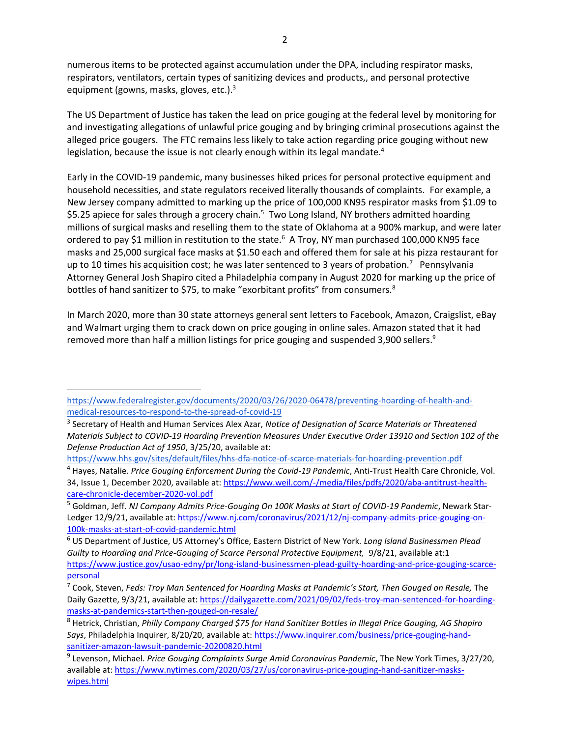numerous items to be protected against accumulation under the DPA, including respirator masks, respirators, ventilators, certain types of sanitizing devices and products,, and personal protective equipment (gowns, masks, gloves, etc.).[3]

The US Department of Justice has taken the lead on price gouging at the federal level by monitoring for and investigating allegations of unlawful price gouging and by bringing criminal prosecutions against the alleged price gougers. The FTC remains less likely to take action regarding price gouging without new legislation, because the issue is not clearly enough within its legal mandate.[4]

Early in the COVID-19 pandemic, many businesses hiked prices for personal protective equipment and household necessities, and state regulators received literally thousands of complaints. For example, a New Jersey company admitted to marking up the price of 100,000 KN95 respirator masks from $1.09 to $5.25 apiece for sales through a grocery chain.[5] Two Long Island, NY brothers admitted hoarding millions of surgical masks and reselling them to the state of Oklahoma at a 900% markup, and were later ordered to pay $1 million in restitution to the state.[6] A Troy, NY man purchased 100,000 KN95 face masks and 25,000 surgical face masks at $1.50 each and offered them for sale at his pizza restaurant for up to 10 times his acquisition cost; he was later sentenced to 3 years of probation.[7] Pennsylvania Attorney General Josh Shapiro cited a Philadelphia company in August 2020 for marking up the price of bottles of hand sanitizer to $75, to make "exorbitant profits" from consumers.[8]

In March 2020, more than 30 state attorneys general sent letters to Facebook, Amazon, Craigslist, eBay and Walmart urging them to crack down on price gouging in online sales. Amazon stated that it had removed more than half a million listings for price gouging and suspended 3,900 sellers.[9]

---

https://www.federalregister.gov/documents/2020/03/26/2020-06478/preventing-hoarding-of-health-and-medical-resources-to-respond-to-the-spread-of-covid-19

[3] Secretary of Health and Human Services Alex Azar, *Notice of Designation of Scarce Materials or Threatened Materials Subject to COVID-19 Hoarding Prevention Measures Under Executive Order 13910 and Section 102 of the Defense Production Act of 1950*, 3/25/20, available at: https://www.hhs.gov/sites/default/files/hhs-dfa-notice-of-scarce-materials-for-hoarding-prevention.pdf

[4] Hayes, Natalie. *Price Gouging Enforcement During the Covid-19 Pandemic*, Anti-Trust Health Care Chronicle, Vol. 34, Issue 1, December 2020, available at: https://www.weil.com/-/media/files/pdfs/2020/aba-antitrust-health-care-chronicle-december-2020-vol.pdf

[5] Goldman, Jeff. *NJ Company Admits Price-Gouging On 100K Masks at Start of COVID-19 Pandemic*, Newark Star-Ledger 12/9/21, available at: https://www.nj.com/coronavirus/2021/12/nj-company-admits-price-gouging-on-100k-masks-at-start-of-covid-pandemic.html

[6] US Department of Justice, US Attorney's Office, Eastern District of New York. *Long Island Businessmen Plead Guilty to Hoarding and Price-Gouging of Scarce Personal Protective Equipment,* 9/8/21, available at:1 https://www.justice.gov/usao-edny/pr/long-island-businessmen-plead-guilty-hoarding-and-price-gouging-scarce-personal

[7] Cook, Steven, *Feds: Troy Man Sentenced for Hoarding Masks at Pandemic's Start, Then Gouged on Resale,* The Daily Gazette, 9/3/21, available at: https://dailygazette.com/2021/09/02/feds-troy-man-sentenced-for-hoarding-masks-at-pandemics-start-then-gouged-on-resale/

[8] Hetrick, Christian, *Philly Company Charged $75 for Hand Sanitizer Bottles in Illegal Price Gouging, AG Shapiro Says*, Philadelphia Inquirer, 8/20/20, available at: https://www.inquirer.com/business/price-gouging-hand-sanitizer-amazon-lawsuit-pandemic-20200820.html

[9] Levenson, Michael. *Price Gouging Complaints Surge Amid Coronavirus Pandemic*, The New York Times, 3/27/20, available at: https://www.nytimes.com/2020/03/27/us/coronavirus-price-gouging-hand-sanitizer-masks-wipes.html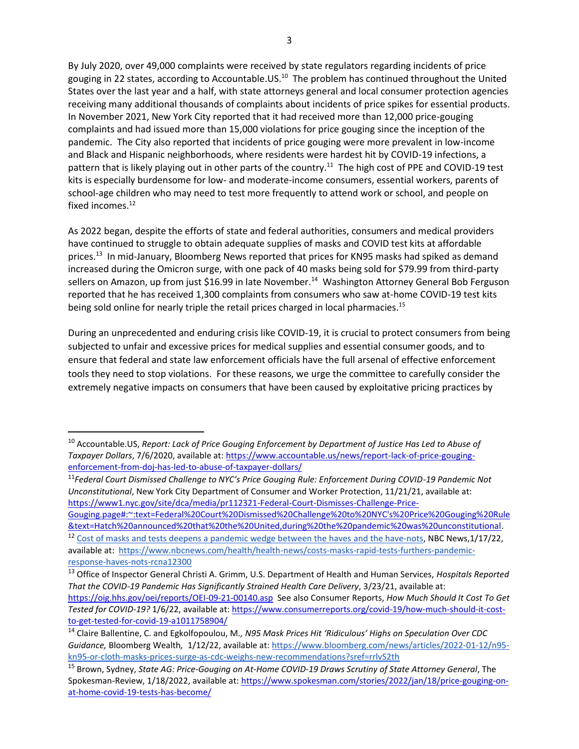By July 2020, over 49,000 complaints were received by state regulators regarding incidents of price gouging in 22 states, according to Accountable.US.[10] The problem has continued throughout the United States over the last year and a half, with state attorneys general and local consumer protection agencies receiving many additional thousands of complaints about incidents of price spikes for essential products. In November 2021, New York City reported that it had received more than 12,000 price-gouging complaints and had issued more than 15,000 violations for price gouging since the inception of the pandemic. The City also reported that incidents of price gouging were more prevalent in low-income and Black and Hispanic neighborhoods, where residents were hardest hit by COVID-19 infections, a pattern that is likely playing out in other parts of the country.[11] The high cost of PPE and COVID-19 test kits is especially burdensome for low- and moderate-income consumers, essential workers, parents of school-age children who may need to test more frequently to attend work or school, and people on fixed incomes.[12]

As 2022 began, despite the efforts of state and federal authorities, consumers and medical providers have continued to struggle to obtain adequate supplies of masks and COVID test kits at affordable prices.[13] In mid-January, Bloomberg News reported that prices for KN95 masks had spiked as demand increased during the Omicron surge, with one pack of 40 masks being sold for $79.99 from third-party sellers on Amazon, up from just $16.99 in late November.[14] Washington Attorney General Bob Ferguson reported that he has received 1,300 complaints from consumers who saw at-home COVID-19 test kits being sold online for nearly triple the retail prices charged in local pharmacies.[15]

During an unprecedented and enduring crisis like COVID-19, it is crucial to protect consumers from being subjected to unfair and excessive prices for medical supplies and essential consumer goods, and to ensure that federal and state law enforcement officials have the full arsenal of effective enforcement tools they need to stop violations. For these reasons, we urge the committee to carefully consider the extremely negative impacts on consumers that have been caused by exploitative pricing practices by

---

[10] Accountable.US, *Report: Lack of Price Gouging Enforcement by Department of Justice Has Led to Abuse of Taxpayer Dollars*, 7/6/2020, available at: https://www.accountable.us/news/report-lack-of-price-gouging-enforcement-from-doj-has-led-to-abuse-of-taxpayer-dollars/

[11] *Federal Court Dismissed Challenge to NYC's Price Gouging Rule: Enforcement During COVID-19 Pandemic Not Unconstitutional*, New York City Department of Consumer and Worker Protection, 11/21/21, available at: https://www1.nyc.gov/site/dca/media/pr112321-Federal-Court-Dismisses-Challenge-Price-Gouging.page#:~:text=Federal%20Court%20Dismissed%20Challenge%20to%20NYC's%20Price%20Gouging%20Rule&text=Hatch%20announced%20that%20the%20United,during%20the%20pandemic%20was%20unconstitutional.

[12] Cost of masks and tests deepens a pandemic wedge between the haves and the have-nots, NBC News,1/17/22, available at: https://www.nbcnews.com/health/health-news/costs-masks-rapid-tests-furthers-pandemic-response-haves-nots-rcna12300

[13] Office of Inspector General Christi A. Grimm, U.S. Department of Health and Human Services, *Hospitals Reported That the COVID-19 Pandemic Has Significantly Strained Health Care Delivery*, 3/23/21, available at: https://oig.hhs.gov/oei/reports/OEI-09-21-00140.asp See also Consumer Reports, *How Much Should It Cost To Get Tested for COVID-19?* 1/6/22, available at: https://www.consumerreports.org/covid-19/how-much-should-it-cost-to-get-tested-for-covid-19-a1011758904/

[14] Claire Ballentine, C. and Egkolfopoulou, M., *N95 Mask Prices Hit 'Ridiculous' Highs on Speculation Over CDC Guidance,* Bloomberg Wealth, 1/12/22, available at: https://www.bloomberg.com/news/articles/2022-01-12/n95-kn95-or-cloth-masks-prices-surge-as-cdc-weighs-new-recommendations?sref=rrlvS2th

[15] Brown, Sydney, *State AG: Price-Gouging on At-Home COVID-19 Draws Scrutiny of State Attorney General*, The Spokesman-Review, 1/18/2022, available at: https://www.spokesman.com/stories/2022/jan/18/price-gouging-on-at-home-covid-19-tests-has-become/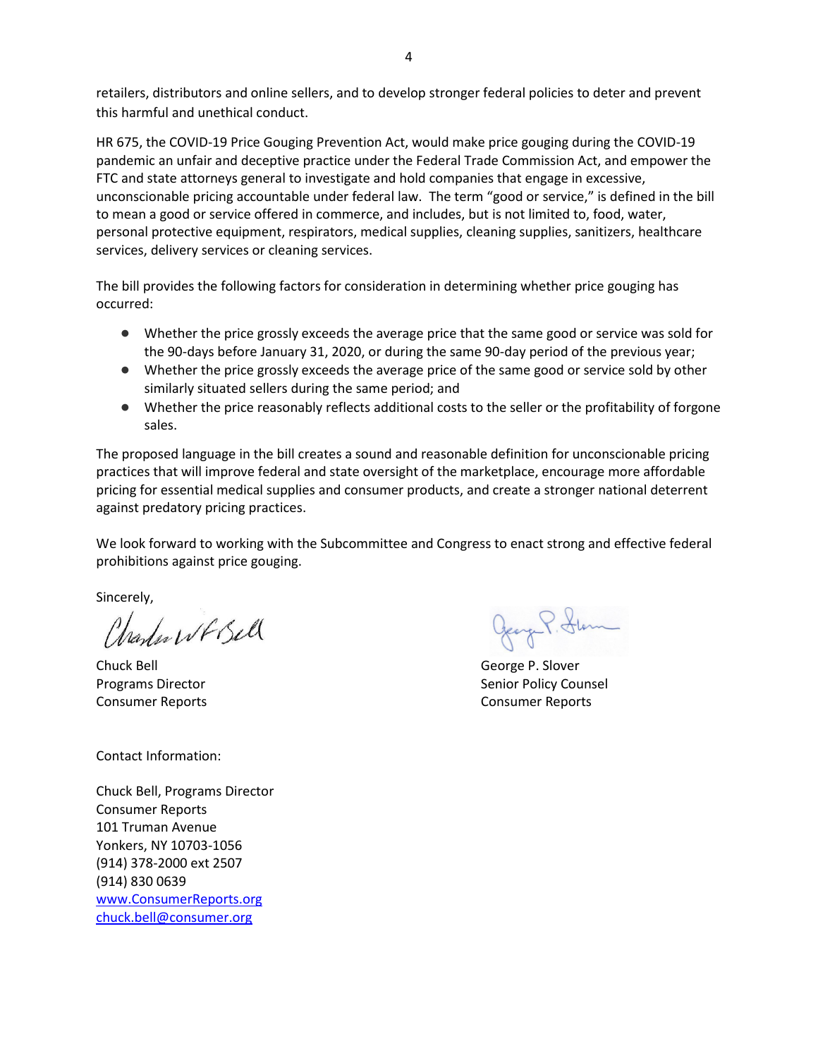retailers, distributors and online sellers, and to develop stronger federal policies to deter and prevent this harmful and unethical conduct.

HR 675, the COVID-19 Price Gouging Prevention Act, would make price gouging during the COVID-19 pandemic an unfair and deceptive practice under the Federal Trade Commission Act, and empower the FTC and state attorneys general to investigate and hold companies that engage in excessive, unconscionable pricing accountable under federal law. The term "good or service," is defined in the bill to mean a good or service offered in commerce, and includes, but is not limited to, food, water, personal protective equipment, respirators, medical supplies, cleaning supplies, sanitizers, healthcare services, delivery services or cleaning services.

The bill provides the following factors for consideration in determining whether price gouging has occurred:

- Whether the price grossly exceeds the average price that the same good or service was sold for the 90-days before January 31, 2020, or during the same 90-day period of the previous year;
- Whether the price grossly exceeds the average price of the same good or service sold by other similarly situated sellers during the same period; and
- Whether the price reasonably reflects additional costs to the seller or the profitability of forgone sales.

The proposed language in the bill creates a sound and reasonable definition for unconscionable pricing practices that will improve federal and state oversight of the marketplace, encourage more affordable pricing for essential medical supplies and consumer products, and create a stronger national deterrent against predatory pricing practices.

We look forward to working with the Subcommittee and Congress to enact strong and effective federal prohibitions against price gouging.

Sincerely,

Chuck Bell
Programs Director
Consumer Reports

George P. Slover
Senior Policy Counsel
Consumer Reports

Contact Information:

Chuck Bell, Programs Director
Consumer Reports
101 Truman Avenue
Yonkers, NY 10703-1056
(914) 378-2000 ext 2507
(914) 830 0639
[www.ConsumerReports.org](http://www.ConsumerReports.org)
[chuck.bell@consumer.org](mailto:chuck.bell@consumer.org)